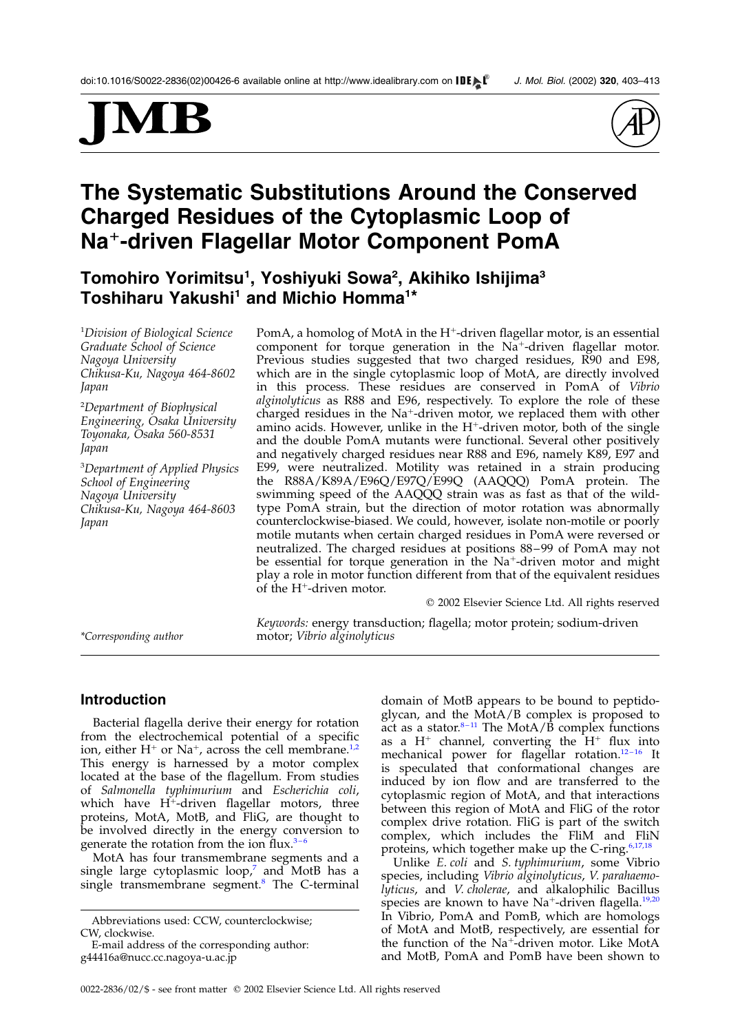# The Systematic Substitutions Around the Conserved Charged Residues of the Cytoplasmic Loop of $Na^+$-driven Flagellar Motor Component PomA

**Tomohiro Yorimitsu[1], Yoshiyuki Sowa[2], Akihiko Ishijima[3], Toshiharu Yakushi[1] and Michio Homma[1]***

[1]*Division of Biological Science Graduate School of Science Nagoya University Chikusa-Ku, Nagoya 464-8602 Japan*

[2]*Department of Biophysical Engineering, Osaka University Toyonaka, Osaka 560-8531 Japan*

[3]*Department of Applied Physics School of Engineering Nagoya University Chikusa-Ku, Nagoya 464-8603 Japan*

*Corresponding author

PomA, a homolog of MotA in the $H^+$-driven flagellar motor, is an essential component for torque generation in the $Na^+$-driven flagellar motor. Previous studies suggested that two charged residues, R90 and E98, which are in the single cytoplasmic loop of MotA, are directly involved in this process. These residues are conserved in PomA of *Vibrio alginolyticus* as R88 and E96, respectively. To explore the role of these charged residues in the $Na^+$-driven motor, we replaced them with other amino acids. However, unlike in the $H^+$-driven motor, both of the single and the double PomA mutants were functional. Several other positively and negatively charged residues near R88 and E96, namely K89, E97 and E99, were neutralized. Motility was retained in a strain producing the R88A/K89A/E96Q/E97Q/E99Q (AAQQQ) PomA protein. The swimming speed of the AAQQQ strain was as fast as that of the wild-type PomA strain, but the direction of motor rotation was abnormally counterclockwise-biased. We could, however, isolate non-motile or poorly motile mutants when certain charged residues in PomA were reversed or neutralized. The charged residues at positions 88–99 of PomA may not be essential for torque generation in the $Na^+$-driven motor and might play a role in motor function different from that of the equivalent residues of the $H^+$-driven motor.

© 2002 Elsevier Science Ltd. All rights reserved

*Keywords:* energy transduction; flagella; motor protein; sodium-driven motor; *Vibrio alginolyticus*

## Introduction

Bacterial flagella derive their energy for rotation from the electrochemical potential of a specific ion, either $H^+$ or $Na^+$, across the cell membrane.[1,2] This energy is harnessed by a motor complex located at the base of the flagellum. From studies of *Salmonella typhimurium* and *Escherichia coli*, which have $H^+$-driven flagellar motors, three proteins, MotA, MotB, and FliG, are thought to be involved directly in the energy conversion to generate the rotation from the ion flux.[3–6]

MotA has four transmembrane segments and a single large cytoplasmic loop,[7] and MotB has a single transmembrane segment.[8] The C-terminal domain of MotB appears to be bound to peptidoglycan, and the MotA/B complex is proposed to act as a stator.[8–11] The MotA/B complex functions as a $H^+$ channel, converting the $H^+$ flux into mechanical power for flagellar rotation.[12–16] It is speculated that conformational changes are induced by ion flow and are transferred to the cytoplasmic region of MotA, and that interactions between this region of MotA and FliG of the rotor complex drive rotation. FliG is part of the switch complex, which includes the FliM and FliN proteins, which together make up the C-ring.[6,17,18]

Unlike *E. coli* and *S. typhimurium*, some Vibrio species, including *Vibrio alginolyticus*, *V. parahaemolyticus*, and *V. cholerae*, and alkalophilic Bacillus species are known to have $Na^+$-driven flagella.[19,20] In Vibrio, PomA and PomB, which are homologs of MotA and MotB, respectively, are essential for the function of the $Na^+$-driven motor. Like MotA and MotB, PomA and PomB have been shown to

Abbreviations used: CCW, counterclockwise; CW, clockwise.

E-mail address of the corresponding author: g44416a@nucc.cc.nagoya-u.ac.jp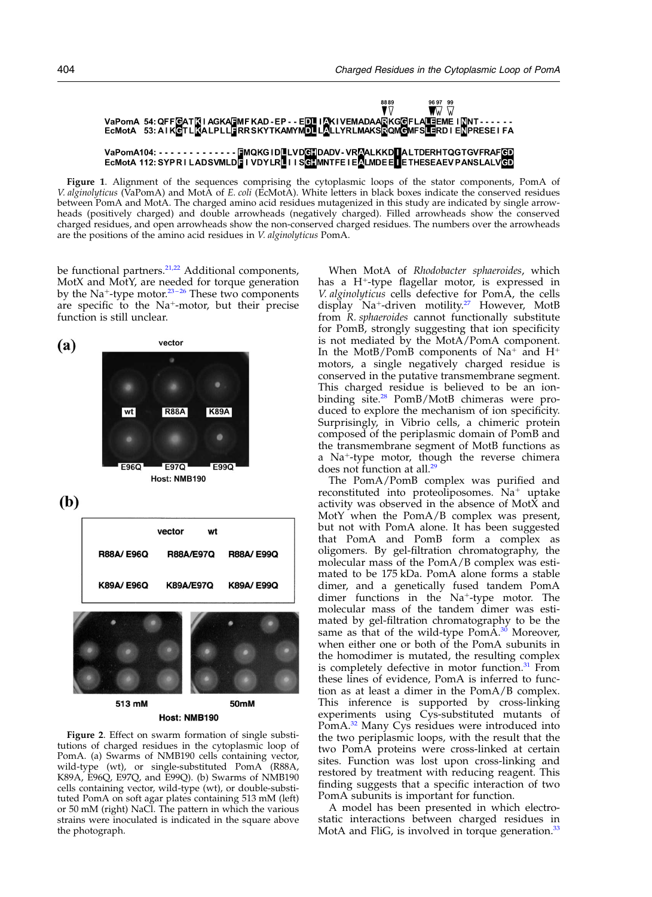```
                                      88 89              96 97  99
VaPomA  54: QFFGATKIAGKAFMFKAD-EP--EDLIAKIVEMADAARKGGFLALEEMEINNT------
EcMotA  53: AIKGTLKALPLLFRRSKYTKAMYMDLLALLYRLMAKSRQMGMFSLERDIENPRESEIFA

VaPomA104: -------------FMQKGIDLLVDGHDADV-VRAALKKDIALTDERHTQGTGVFRAFGD
EcMotA 112: SYPRILADSVMLDFIVDYLRLIISGHMNTFEIEALMDEEIETHESEAEVPANSLALVGD
```

**Figure 1**. Alignment of the sequences comprising the cytoplasmic loops of the stator components, PomA of *V. alginolyticus* (VaPomA) and MotA of *E. coli* (EcMotA). White letters in black boxes indicate the conserved residues between PomA and MotA. The charged amino acid residues mutagenized in this study are indicated by single arrowheads (positively charged) and double arrowheads (negatively charged). Filled arrowheads show the conserved charged residues, and open arrowheads show the non-conserved charged residues. The numbers over the arrowheads are the positions of the amino acid residues in *V. alginolyticus* PomA.

be functional partners.[21,22] Additional components, MotX and MotY, are needed for torque generation by the $Na^+$-type motor.[23–26] These two components are specific to the $Na^+$-motor, but their precise function is still unclear.

| | vector | |
|---|---|---|
| wt | R88A | K89A |
| E96Q | E97Q | E99Q |

Host: NMB190

| | vector | wt |
|---|---|---|
| R88A/ E96Q | R88A/E97Q | R88A/ E99Q |
| K89A/ E96Q | K89A/E97Q | K89A/ E99Q |

513 mM 50mM

Host: NMB190

**Figure 2**. Effect on swarm formation of single substitutions of charged residues in the cytoplasmic loop of PomA. (a) Swarms of NMB190 cells containing vector, wild-type (wt), or single-substituted PomA (R88A, K89A, E96Q, E97Q, and E99Q). (b) Swarms of NMB190 cells containing vector, wild-type (wt), or double-substituted PomA on soft agar plates containing 513 mM (left) or 50 mM (right) NaCl. The pattern in which the various strains were inoculated is indicated in the square above the photograph.

When MotA of *Rhodobacter sphaeroides*, which has a $H^+$-type flagellar motor, is expressed in *V. alginolyticus* cells defective for PomA, the cells display $Na^+$-driven motility.[27] However, MotB from *R. sphaeroides* cannot functionally substitute for PomB, strongly suggesting that ion specificity is not mediated by the MotA/PomA component. In the MotB/PomB components of $Na^+$ and $H^+$ motors, a single negatively charged residue is conserved in the putative transmembrane segment. This charged residue is believed to be an ion-binding site.[28] PomB/MotB chimeras were produced to explore the mechanism of ion specificity. Surprisingly, in Vibrio cells, a chimeric protein composed of the periplasmic domain of PomB and the transmembrane segment of MotB functions as a $Na^+$-type motor, though the reverse chimera does not function at all.[29]

The PomA/PomB complex was purified and reconstituted into proteoliposomes. $Na^+$ uptake activity was observed in the absence of MotX and MotY when the PomA/B complex was present, but not with PomA alone. It has been suggested that PomA and PomB form a complex as oligomers. By gel-filtration chromatography, the molecular mass of the PomA/B complex was estimated to be 175 kDa. PomA alone forms a stable dimer, and a genetically fused tandem PomA dimer functions in the $Na^+$-type motor. The molecular mass of the tandem dimer was estimated by gel-filtration chromatography to be the same as that of the wild-type PomA.[30] Moreover, when either one or both of the PomA subunits in the homodimer is mutated, the resulting complex is completely defective in motor function.[31] From these lines of evidence, PomA is inferred to function as at least a dimer in the PomA/B complex. This inference is supported by cross-linking experiments using Cys-substituted mutants of PomA.[32] Many Cys residues were introduced into the two periplasmic loops, with the result that the two PomA proteins were cross-linked at certain sites. Function was lost upon cross-linking and restored by treatment with reducing reagent. This finding suggests that a specific interaction of two PomA subunits is important for function.

A model has been presented in which electrostatic interactions between charged residues in MotA and FliG, is involved in torque generation.[33]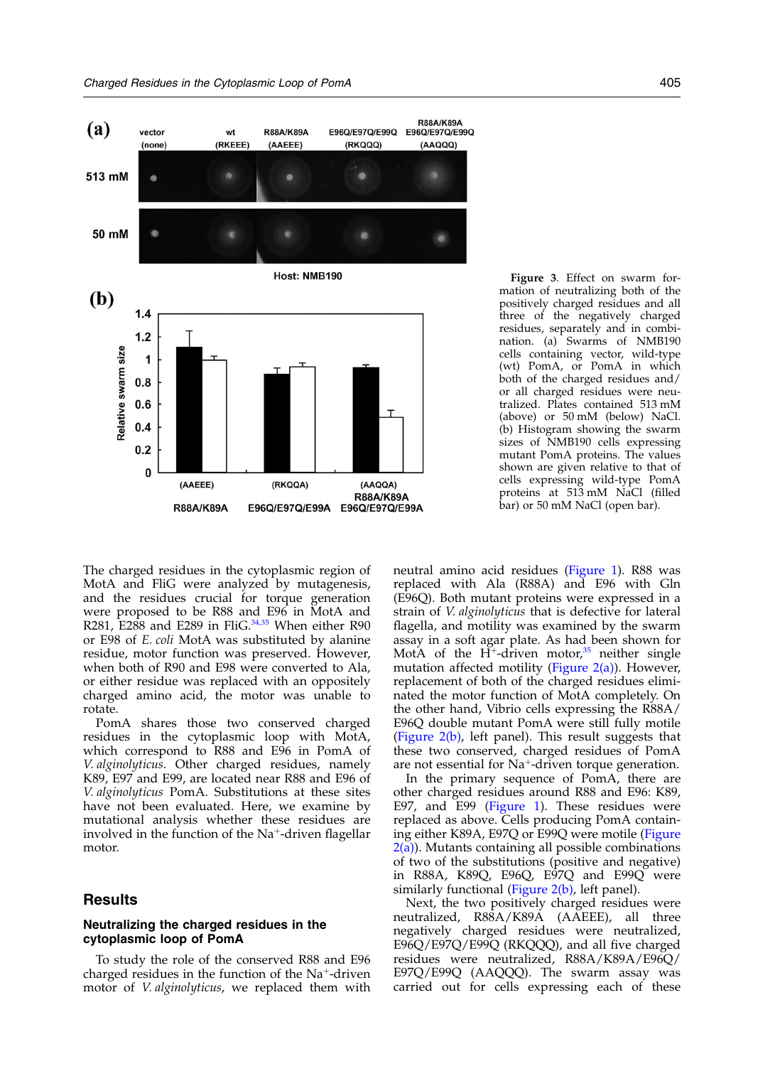**Figure 3**. Effect on swarm formation of neutralizing both of the positively charged residues and all three of the negatively charged residues, separately and in combination. (a) Swarms of NMB190 cells containing vector, wild-type (wt) PomA, or PomA in which both of the charged residues and/or all charged residues were neutralized. Plates contained 513 mM (above) or 50 mM (below) NaCl. (b) Histogram showing the swarm sizes of NMB190 cells expressing mutant PomA proteins. The values shown are given relative to that of cells expressing wild-type PomA proteins at 513 mM NaCl (filled bar) or 50 mM NaCl (open bar).

The charged residues in the cytoplasmic region of MotA and FliG were analyzed by mutagenesis, and the residues crucial for torque generation were proposed to be R88 and E96 in MotA and R281, E288 and E289 in FliG.[34,35] When either R90 or E98 of *E. coli* MotA was substituted by alanine residue, motor function was preserved. However, when both of R90 and E98 were converted to Ala, or either residue was replaced with an oppositely charged amino acid, the motor was unable to rotate.

PomA shares those two conserved charged residues in the cytoplasmic loop with MotA, which correspond to R88 and E96 in PomA of *V. alginolyticus*. Other charged residues, namely K89, E97 and E99, are located near R88 and E96 of *V. alginolyticus* PomA. Substitutions at these sites have not been evaluated. Here, we examine by mutational analysis whether these residues are involved in the function of the $Na^+$-driven flagellar motor.

## Results

### Neutralizing the charged residues in the cytoplasmic loop of PomA

To study the role of the conserved R88 and E96 charged residues in the function of the $Na^+$-driven motor of *V. alginolyticus*, we replaced them with neutral amino acid residues (Figure 1). R88 was replaced with Ala (R88A) and E96 with Gln (E96Q). Both mutant proteins were expressed in a strain of *V. alginolyticus* that is defective for lateral flagella, and motility was examined by the swarm assay in a soft agar plate. As had been shown for MotA of the $H^+$-driven motor,[35] neither single mutation affected motility (Figure 2(a)). However, replacement of both of the charged residues eliminated the motor function of MotA completely. On the other hand, Vibrio cells expressing the R88A/E96Q double mutant PomA were still fully motile (Figure 2(b), left panel). This result suggests that these two conserved, charged residues of PomA are not essential for $Na^+$-driven torque generation.

In the primary sequence of PomA, there are other charged residues around R88 and E96: K89, E97, and E99 (Figure 1). These residues were replaced as above. Cells producing PomA containing either K89A, E97Q or E99Q were motile (Figure 2(a)). Mutants containing all possible combinations of two of the substitutions (positive and negative) in R88A, K89Q, E96Q, E97Q and E99Q were similarly functional (Figure 2(b), left panel).

Next, the two positively charged residues were neutralized, R88A/K89A (AAEEE), all three negatively charged residues were neutralized, E96Q/E97Q/E99Q (RKQQQ), and all five charged residues were neutralized, R88A/K89A/E96Q/E97Q/E99Q (AAQQQ). The swarm assay was carried out for cells expressing each of these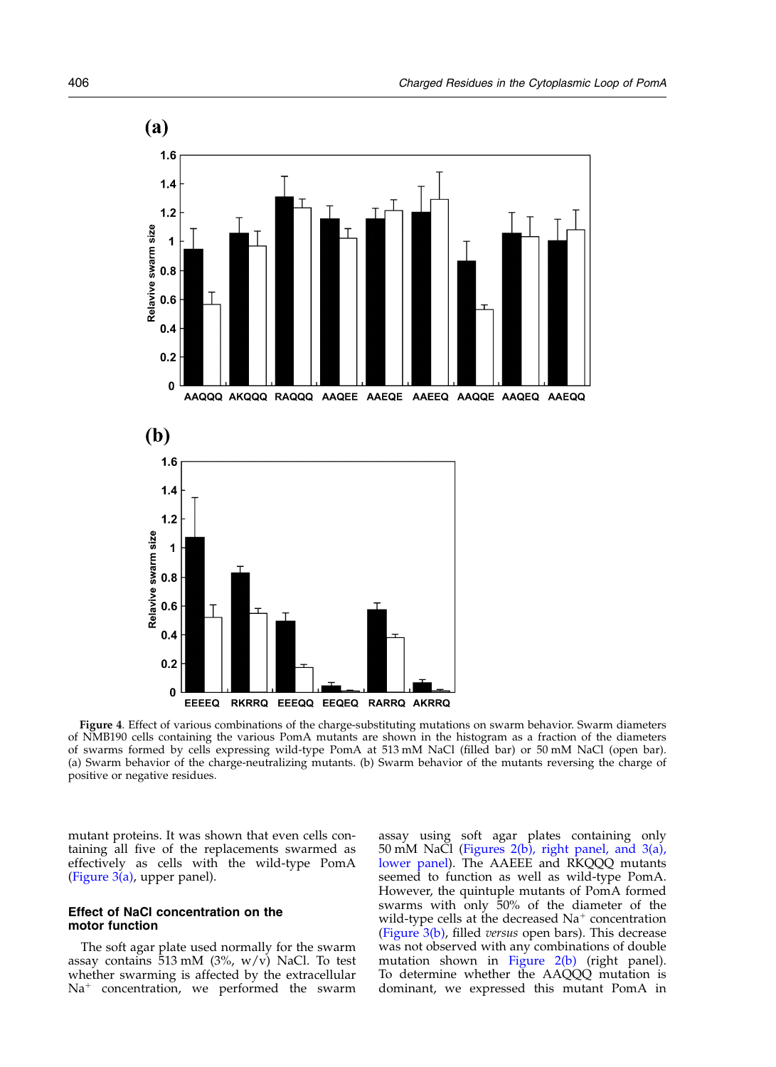**Figure 4.** Effect of various combinations of the charge-substituting mutations on swarm behavior. Swarm diameters of NMB190 cells containing the various PomA mutants are shown in the histogram as a fraction of the diameters of swarms formed by cells expressing wild-type PomA at 513 mM NaCl (filled bar) or 50 mM NaCl (open bar). (a) Swarm behavior of the charge-neutralizing mutants. (b) Swarm behavior of the mutants reversing the charge of positive or negative residues.

mutant proteins. It was shown that even cells containing all five of the replacements swarmed as effectively as cells with the wild-type PomA (Figure 3(a), upper panel).

### Effect of NaCl concentration on the motor function

The soft agar plate used normally for the swarm assay contains 513 mM (3%, w/v) NaCl. To test whether swarming is affected by the extracellular $Na^+$ concentration, we performed the swarm assay using soft agar plates containing only 50 mM NaCl (Figures 2(b), right panel, and 3(a), lower panel). The AAEEE and RKQQQ mutants seemed to function as well as wild-type PomA. However, the quintuple mutants of PomA formed swarms with only 50% of the diameter of the wild-type cells at the decreased $Na^+$ concentration (Figure 3(b), filled *versus* open bars). This decrease was not observed with any combinations of double mutation shown in Figure 2(b) (right panel). To determine whether the AAQQQ mutation is dominant, we expressed this mutant PomA in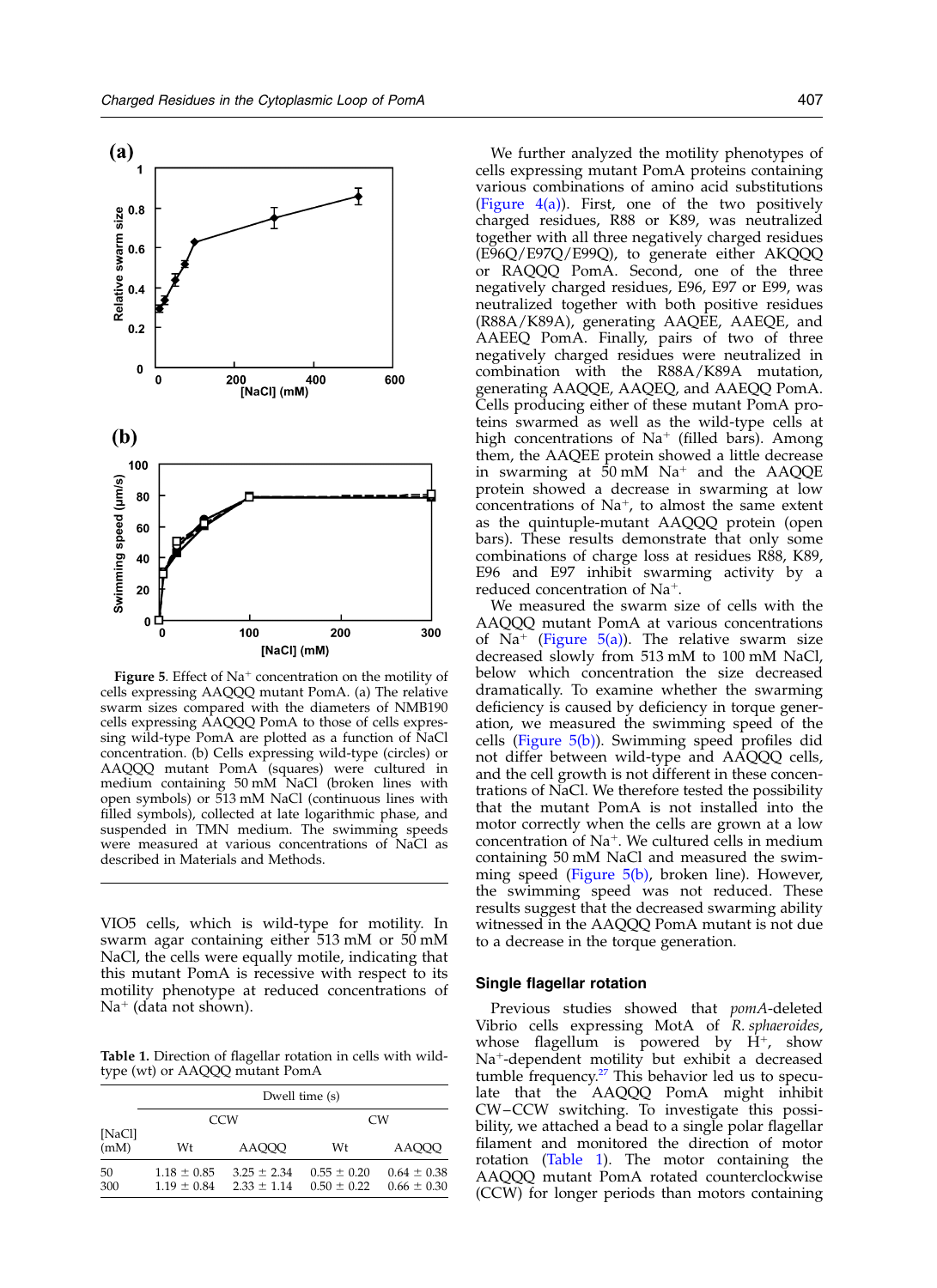**Figure 5**. Effect of $Na^+$ concentration on the motility of cells expressing AAQQQ mutant PomA. (a) The relative swarm sizes compared with the diameters of NMB190 cells expressing AAQQQ PomA to those of cells expressing wild-type PomA are plotted as a function of NaCl concentration. (b) Cells expressing wild-type (circles) or AAQQQ mutant PomA (squares) were cultured in medium containing 50 mM NaCl (broken lines with open symbols) or 513 mM NaCl (continuous lines with filled symbols), collected at late logarithmic phase, and suspended in TMN medium. The swimming speeds were measured at various concentrations of NaCl as described in Materials and Methods.

VIO5 cells, which is wild-type for motility. In swarm agar containing either 513 mM or 50 mM NaCl, the cells were equally motile, indicating that this mutant PomA is recessive with respect to its motility phenotype at reduced concentrations of $Na^+$ (data not shown).

**Table 1.** Direction of flagellar rotation in cells with wild-type (wt) or AAQQQ mutant PomA

| [NaCl] (mM) | Dwell time (s) | | | |
|---|---|---|---|---|
| | CCW | | CW | |
| | Wt | AAQQQ | Wt | AAQQQ |
| 50 | 1.18 ± 0.85 | 3.25 ± 2.34 | 0.55 ± 0.20 | 0.64 ± 0.38 |
| 300 | 1.19 ± 0.84 | 2.33 ± 1.14 | 0.50 ± 0.22 | 0.66 ± 0.30 |

We further analyzed the motility phenotypes of cells expressing mutant PomA proteins containing various combinations of amino acid substitutions (Figure 4(a)). First, one of the two positively charged residues, R88 or K89, was neutralized together with all three negatively charged residues (E96Q/E97Q/E99Q), to generate either AKQQQ or RAQQQ PomA. Second, one of the three negatively charged residues, E96, E97 or E99, was neutralized together with both positive residues (R88A/K89A), generating AAQEE, AAEQE, and AAEEQ PomA. Finally, pairs of two of three negatively charged residues were neutralized in combination with the R88A/K89A mutation, generating AAQQE, AAQEQ, and AAEQQ PomA. Cells producing either of these mutant PomA proteins swarmed as well as the wild-type cells at high concentrations of $Na^+$ (filled bars). Among them, the AAQEE protein showed a little decrease in swarming at 50 mM $Na^+$ and the AAQQE protein showed a decrease in swarming at low concentrations of $Na^+$, to almost the same extent as the quintuple-mutant AAQQQ protein (open bars). These results demonstrate that only some combinations of charge loss at residues R88, K89, E96 and E97 inhibit swarming activity by a reduced concentration of $Na^+$.

We measured the swarm size of cells with the AAQQQ mutant PomA at various concentrations of $Na^+$ (Figure 5(a)). The relative swarm size decreased slowly from 513 mM to 100 mM NaCl, below which concentration the size decreased dramatically. To examine whether the swarming deficiency is caused by deficiency in torque generation, we measured the swimming speed of the cells (Figure 5(b)). Swimming speed profiles did not differ between wild-type and AAQQQ cells, and the cell growth is not different in these concentrations of NaCl. We therefore tested the possibility that the mutant PomA is not installed into the motor correctly when the cells are grown at a low concentration of $Na^+$. We cultured cells in medium containing 50 mM NaCl and measured the swimming speed (Figure 5(b), broken line). However, the swimming speed was not reduced. These results suggest that the decreased swarming ability witnessed in the AAQQQ PomA mutant is not due to a decrease in the torque generation.

## Single flagellar rotation

Previous studies showed that *pomA*-deleted Vibrio cells expressing MotA of *R. sphaeroides*, whose flagellum is powered by $H^+$, show $Na^+$-dependent motility but exhibit a decreased tumble frequency.[27] This behavior led us to speculate that the AAQQQ PomA might inhibit CW–CCW switching. To investigate this possibility, we attached a bead to a single polar flagellar filament and monitored the direction of motor rotation (Table 1). The motor containing the AAQQQ mutant PomA rotated counterclockwise (CCW) for longer periods than motors containing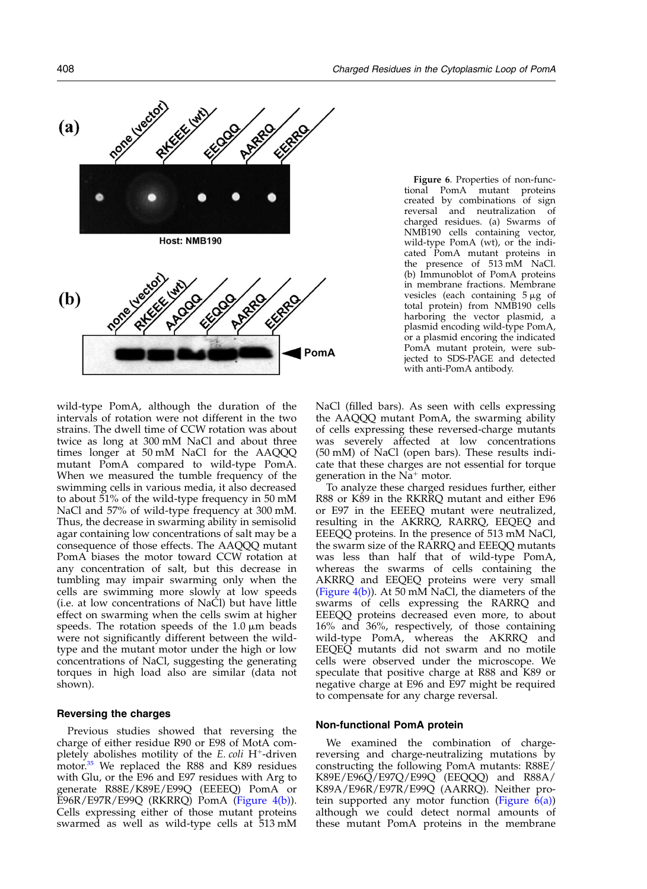**Figure 6**. Properties of non-functional PomA mutant proteins created by combinations of sign reversal and neutralization of charged residues. (a) Swarms of NMB190 cells containing vector, wild-type PomA (wt), or the indicated PomA mutant proteins in the presence of 513 mM NaCl. (b) Immunoblot of PomA proteins in membrane fractions. Membrane vesicles (each containing 5 μg of total protein) from NMB190 cells harboring the vector plasmid, a plasmid encoding wild-type PomA, or a plasmid encoring the indicated PomA mutant protein, were subjected to SDS-PAGE and detected with anti-PomA antibody.

wild-type PomA, although the duration of the intervals of rotation were not different in the two strains. The dwell time of CCW rotation was about twice as long at 300 mM NaCl and about three times longer at 50 mM NaCl for the AAQQQ mutant PomA compared to wild-type PomA. When we measured the tumble frequency of the swimming cells in various media, it also decreased to about 51% of the wild-type frequency in 50 mM NaCl and 57% of wild-type frequency at 300 mM. Thus, the decrease in swarming ability in semisolid agar containing low concentrations of salt may be a consequence of those effects. The AAQQQ mutant PomA biases the motor toward CCW rotation at any concentration of salt, but this decrease in tumbling may impair swarming only when the cells are swimming more slowly at low speeds (i.e. at low concentrations of NaCl) but have little effect on swarming when the cells swim at higher speeds. The rotation speeds of the 1.0 μm beads were not significantly different between the wild-type and the mutant motor under the high or low concentrations of NaCl, suggesting the generating torques in high load also are similar (data not shown).

### Reversing the charges

Previous studies showed that reversing the charge of either residue R90 or E98 of MotA completely abolishes motility of the *E. coli* $H^+$-driven motor.[35] We replaced the R88 and K89 residues with Glu, or the E96 and E97 residues with Arg to generate R88E/K89E/E99Q (EEEEQ) PomA or E96R/E97R/E99Q (RKRRQ) PomA (Figure 4(b)). Cells expressing either of those mutant proteins swarmed as well as wild-type cells at 513 mM NaCl (filled bars). As seen with cells expressing the AAQQQ mutant PomA, the swarming ability of cells expressing these reversed-charge mutants was severely affected at low concentrations (50 mM) of NaCl (open bars). These results indicate that these charges are not essential for torque generation in the $Na^+$ motor.

To analyze these charged residues further, either R88 or K89 in the RKRRQ mutant and either E96 or E97 in the EEEEQ mutant were neutralized, resulting in the AKRRQ, RARRQ, EEQEQ and EEEQQ proteins. In the presence of 513 mM NaCl, the swarm size of the RARRQ and EEEQQ mutants was less than half that of wild-type PomA, whereas the swarms of cells containing AKRRQ and EEQEQ proteins were very small (Figure 4(b)). At 50 mM NaCl, the diameters of the swarms of cells expressing the RARRQ and EEEQQ proteins decreased even more, to about 16% and 36%, respectively, of those containing wild-type PomA, whereas the AKRRQ and EEQEQ mutants did not swarm and no motile cells were observed under the microscope. We speculate that positive charge at R88 and K89 or negative charge at E96 and E97 might be required to compensate for any charge reversal.

### Non-functional PomA protein

We examined the combination of charge-reversing and charge-neutralizing mutations by constructing the following PomA mutants: R88E/K89E/E96Q/E97Q/E99Q (EEQQQ) and R88A/K89A/E96R/E97R/E99Q (AARRQ). Neither protein supported any motor function (Figure 6(a)) although we could detect normal amounts of these mutant PomA proteins in the membrane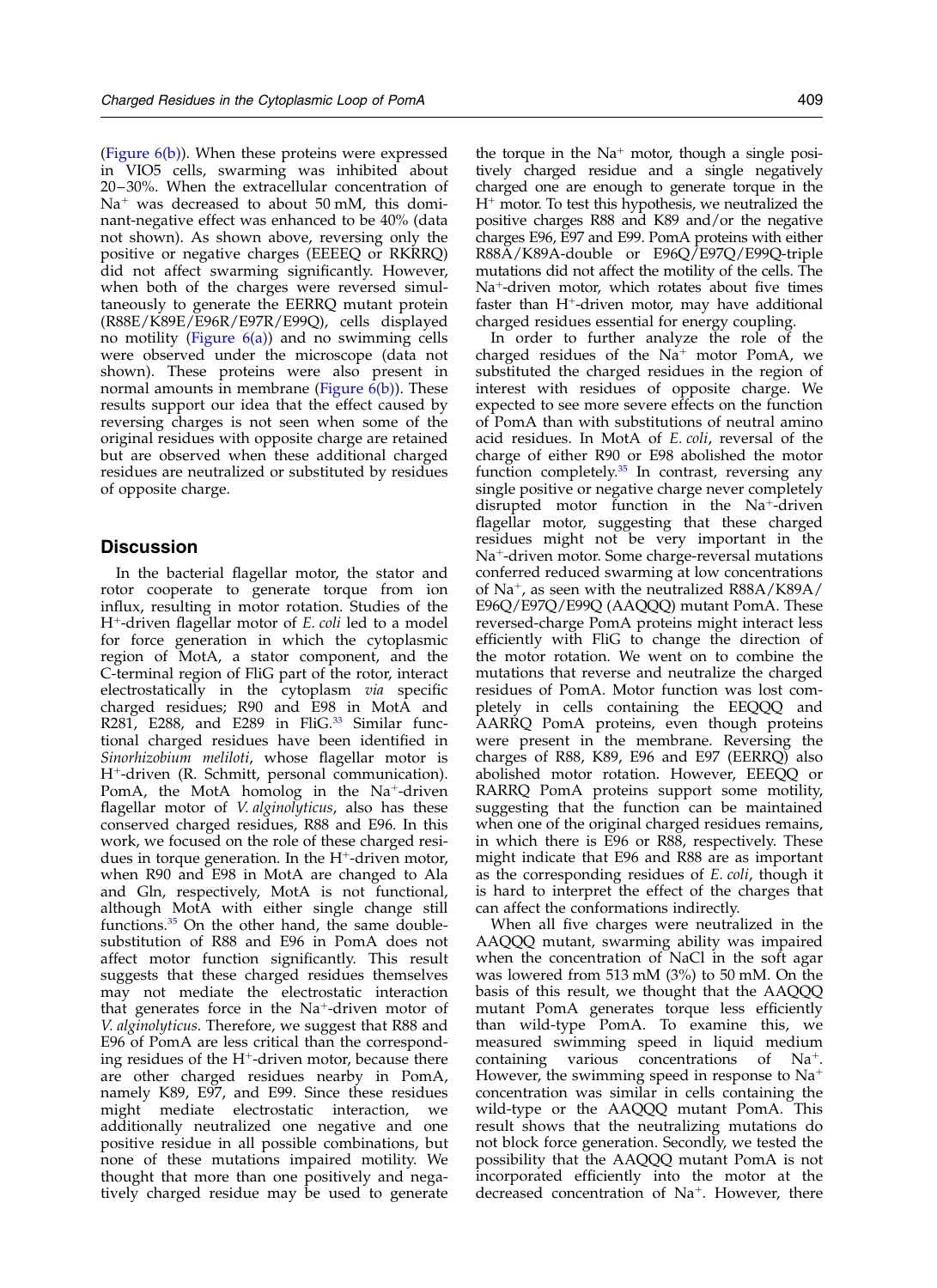(Figure 6(b)). When these proteins were expressed in VIO5 cells, swarming was inhibited about 20–30%. When the extracellular concentration of $Na^+$ was decreased to about 50 mM, this dominant-negative effect was enhanced to be 40% (data not shown). As shown above, reversing only the positive or negative charges (EEEEQ or RKRRQ) did not affect swarming significantly. However, when both of the charges were reversed simultaneously to generate the EERRQ mutant protein (R88E/K89E/E96R/E97R/E99Q), cells displayed no motility (Figure 6(a)) and no swimming cells were observed under the microscope (data not shown). These proteins were also present in normal amounts in membrane (Figure 6(b)). These results support our idea that the effect caused by reversing charges is not seen when some of the original residues with opposite charge are retained but are observed when these additional charged residues are neutralized or substituted by residues of opposite charge.

## Discussion

In the bacterial flagellar motor, the stator and rotor cooperate to generate torque from ion influx, resulting in motor rotation. Studies of the $H^+$-driven flagellar motor of *E. coli* led to a model for force generation in which the cytoplasmic region of MotA, a stator component, and the C-terminal region of FliG part of the rotor, interact electrostatically in the cytoplasm *via* specific charged residues; R90 and E98 in MotA and R281, E288, and E289 in FliG.[33] Similar functional charged residues have been identified in *Sinorhizobium meliloti*, whose flagellar motor is $H^+$-driven (R. Schmitt, personal communication). PomA, the MotA homolog in the $Na^+$-driven flagellar motor of *V. alginolyticus*, also has these conserved charged residues, R88 and E96. In this work, we focused on the role of these charged residues in torque generation. In the $H^+$-driven motor, when R90 and E98 in MotA are changed to Ala and Gln, respectively, MotA is not functional, although MotA with either single change still functions.[35] On the other hand, the same double-substitution of R88 and E96 in PomA does not affect motor function significantly. This result suggests that these charged residues themselves may not mediate the electrostatic interaction that generates force in the $Na^+$-driven motor of *V. alginolyticus*. Therefore, we suggest that R88 and E96 of PomA are less critical than the corresponding residues of the $H^+$-driven motor, because there are other charged residues nearby in PomA, namely K89, E97, and E99. Since these residues might mediate electrostatic interaction, we additionally neutralized one negative and one positive residue in all possible combinations, but none of these mutations impaired motility. We thought that more than one positively and negatively charged residue may be used to generate the torque in the $Na^+$ motor, though a single positively charged residue and a single negatively charged one are enough to generate torque in the $H^+$ motor. To test this hypothesis, we neutralized the positive charges R88 and K89 and/or the negative charges E96, E97 and E99. PomA proteins with either R88A/K89A-double or E96Q/E97Q/E99Q-triple mutations did not affect the motility of the cells. The $Na^+$-driven motor, which rotates about five times faster than $H^+$-driven motor, may have additional charged residues essential for energy coupling.

In order to further analyze the role of the charged residues of the $Na^+$ motor PomA, we substituted the charged residues in the region of interest with residues of opposite charge. We expected to see more severe effects on the function of PomA than with substitutions of neutral amino acid residues. In MotA of *E. coli*, reversal of the charge of either R90 or E98 abolished the motor function completely.[35] In contrast, reversing any single positive or negative charge never completely disrupted motor function in the $Na^+$-driven flagellar motor, suggesting that these charged residues might not be very important in the $Na^+$-driven motor. Some charge-reversal mutations conferred reduced swarming at low concentrations of $Na^+$, as seen with the neutralized R88A/K89A/E96Q/E97Q/E99Q (AAQQQ) mutant PomA. These reversed-charge PomA proteins might interact less efficiently with FliG to change the direction of the motor rotation. We went on to combine the mutations that reverse and neutralize the charged residues of PomA. Motor function was lost completely in cells containing the EEQQQ and AARRQ PomA proteins, even though proteins were present in the membrane. Reversing the charges of R88, K89, E96 and E97 (EERRQ) also abolished motor rotation. However, EEEQ or RARRQ PomA proteins support some motility, suggesting that the function can be maintained when one of the original charged residues remains, in which there is E96 or R88, respectively. These might indicate that E96 and R88 are as important as the corresponding residues of *E. coli*, though it is hard to interpret the effect of the charges that can affect the conformations indirectly.

When all five charges were neutralized in the AAQQQ mutant, swarming ability was impaired when the concentration of NaCl in the soft agar was lowered from 513 mM (3%) to 50 mM. On the basis of this result, we thought that the AAQQQ mutant PomA generates torque less efficiently than wild-type PomA. To examine this, we measured swimming speed in liquid medium containing various concentrations of $Na^+$. However, the swimming speed in response to $Na^+$ concentration was similar in cells containing the wild-type or the AAQQQ mutant PomA. This result shows that the neutralizing mutations do not block force generation. Secondly, we tested the possibility that the AAQQQ mutant PomA is not incorporated efficiently into the motor at the decreased concentration of $Na^+$. However, there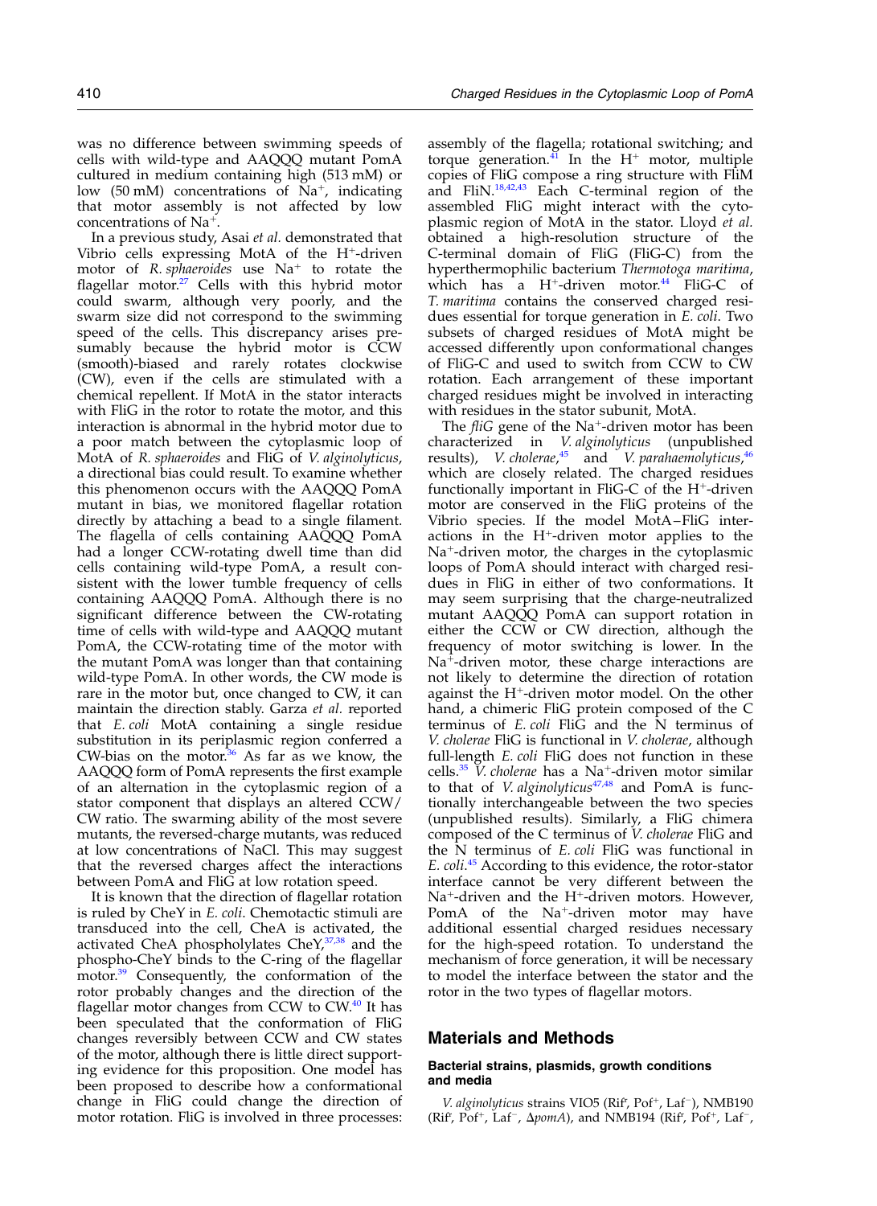was no difference between swimming speeds of cells with wild-type and AAQQQ mutant PomA cultured in medium containing high (513 mM) or low (50 mM) concentrations of $Na^+$, indicating that motor assembly is not affected by low concentrations of $Na^+$.

In a previous study, Asai *et al.* demonstrated that Vibrio cells expressing MotA of the $H^+$-driven motor of *R. sphaeroides* use $Na^+$ to rotate the flagellar motor.[27] Cells with this hybrid motor could swarm, although very poorly, and the swarm size did not correspond to the swimming speed of the cells. This discrepancy arises presumably because the hybrid motor is CCW (smooth)-biased and rarely rotates clockwise (CW), even if the cells are stimulated with a chemical repellent. If MotA in the stator interacts with FliG in the rotor to rotate the motor, and this interaction is abnormal in the hybrid motor due to a poor match between the cytoplasmic loop of MotA of *R. sphaeroides* and FliG of *V. alginolyticus*, a directional bias could result. To examine whether this phenomenon occurs with the AAQQQ PomA mutant in bias, we monitored flagellar rotation directly by attaching a bead to a single filament. The flagella of cells containing AAQQQ PomA had a longer CCW-rotating dwell time than did cells containing wild-type PomA, a result consistent with the lower tumble frequency of cells containing AAQQQ PomA. Although there is no significant difference between the CW-rotating time of cells with wild-type and AAQQQ mutant PomA, the CCW-rotating time of the motor with the mutant PomA was longer than that containing wild-type PomA. In other words, the CW mode is rare in the motor but, once changed to CW, it can maintain the direction stably. Garza *et al.* reported that *E. coli* MotA containing a single residue substitution in its periplasmic region conferred a CW-bias on the motor.[36] As far as we know, the AAQQQ form of PomA represents the first example of an alternation in the cytoplasmic region of a stator component that displays an altered CCW/CW ratio. The swarming ability of the most severe mutants, the reversed-charge mutants, was reduced at low concentrations of NaCl. This may suggest that the reversed charges affect the interactions between PomA and FliG at low rotation speed.

It is known that the direction of flagellar rotation is ruled by CheY in *E. coli*. Chemotactic stimuli are transduced into the cell, CheA is activated, the activated CheA phospholylates CheY,[37,38] and the phospho-CheY binds to the C-ring of the flagellar motor.[39] Consequently, the conformation of the rotor probably changes and the direction of the flagellar motor changes from CCW to CW.[40] It has been speculated that the conformation of FliG changes reversibly between CCW and CW states of the motor, although there is little direct supporting evidence for this proposition. One model has been proposed to describe how a conformational change in FliG could change the direction of motor rotation. FliG is involved in three processes: assembly of the flagella; rotational switching; and torque generation.[41] In the $H^+$ motor, multiple copies of FliG compose a ring structure with FliM and FliN.[18,42,43] Each C-terminal region of the assembled FliG might interact with the cytoplasmic region of MotA in the stator. Lloyd *et al.* obtained a high-resolution structure of the C-terminal domain of FliG (FliG-C) from the hyperthermophilic bacterium *Thermotoga maritima*, which has a $H^+$-driven motor.[44] FliG-C of *T. maritima* contains the conserved charged residues essential for torque generation in *E. coli*. Two subsets of charged residues of MotA might be accessed differently upon conformational changes of FliG-C and used to switch from CCW to CW rotation. Each arrangement of these important charged residues might be involved in interacting with residues in the stator subunit, MotA.

The *fliG* gene of the $Na^+$-driven motor has been characterized in *V. alginolyticus* (unpublished results), *V. cholerae*,[45] and *V. parahaemolyticus*,[46] which are closely related. The charged residues functionally important in FliG-C of the $H^+$-driven motor are conserved in the FliG proteins of the Vibrio species. If the model MotA–FliG interactions in the $H^+$-driven motor applies to the $Na^+$-driven motor, the charges in the cytoplasmic loops of PomA should interact with charged residues in FliG in either of two conformations. It may seem surprising that the charge-neutralized mutant AAQQQ PomA can support rotation in either the CCW or CW direction, although the frequency of motor switching is lower. In the $Na^+$-driven motor, these charge interactions are not likely to determine the direction of rotation against the $H^+$-driven motor model. On the other hand, a chimeric FliG protein composed of the C terminus of *E. coli* FliG and the N terminus of *V. cholerae* FliG is functional in *V. cholerae*, although full-length *E. coli* FliG does not function in these cells.[35] *V. cholerae* has a $Na^+$-driven motor similar to that of *V. alginolyticus*[47,48] and PomA is functionally interchangeable between the two species (unpublished results). Similarly, a FliG chimera composed of the C terminus of *V. cholerae* FliG and the N terminus of *E. coli* FliG was functional in *E. coli*.[45] According to this evidence, the rotor-stator interface cannot be very different between the $Na^+$-driven and the $H^+$-driven motors. However, PomA of the $Na^+$-driven motor may have additional essential charged residues necessary for the high-speed rotation. To understand the mechanism of force generation, it will be necessary to model the interface between the stator and the rotor in the two types of flagellar motors.

## Materials and Methods

### Bacterial strains, plasmids, growth conditions and media

*V. alginolyticus* strains VIO5 ($Rif^r$, $Pof^+$, $Laf^-$), NMB190 ($Rif^r$, $Pof^+$, $Laf^-$, Δ*pomA*), and NMB194 ($Rif^r$, $Pof^+$, $Laf^-$,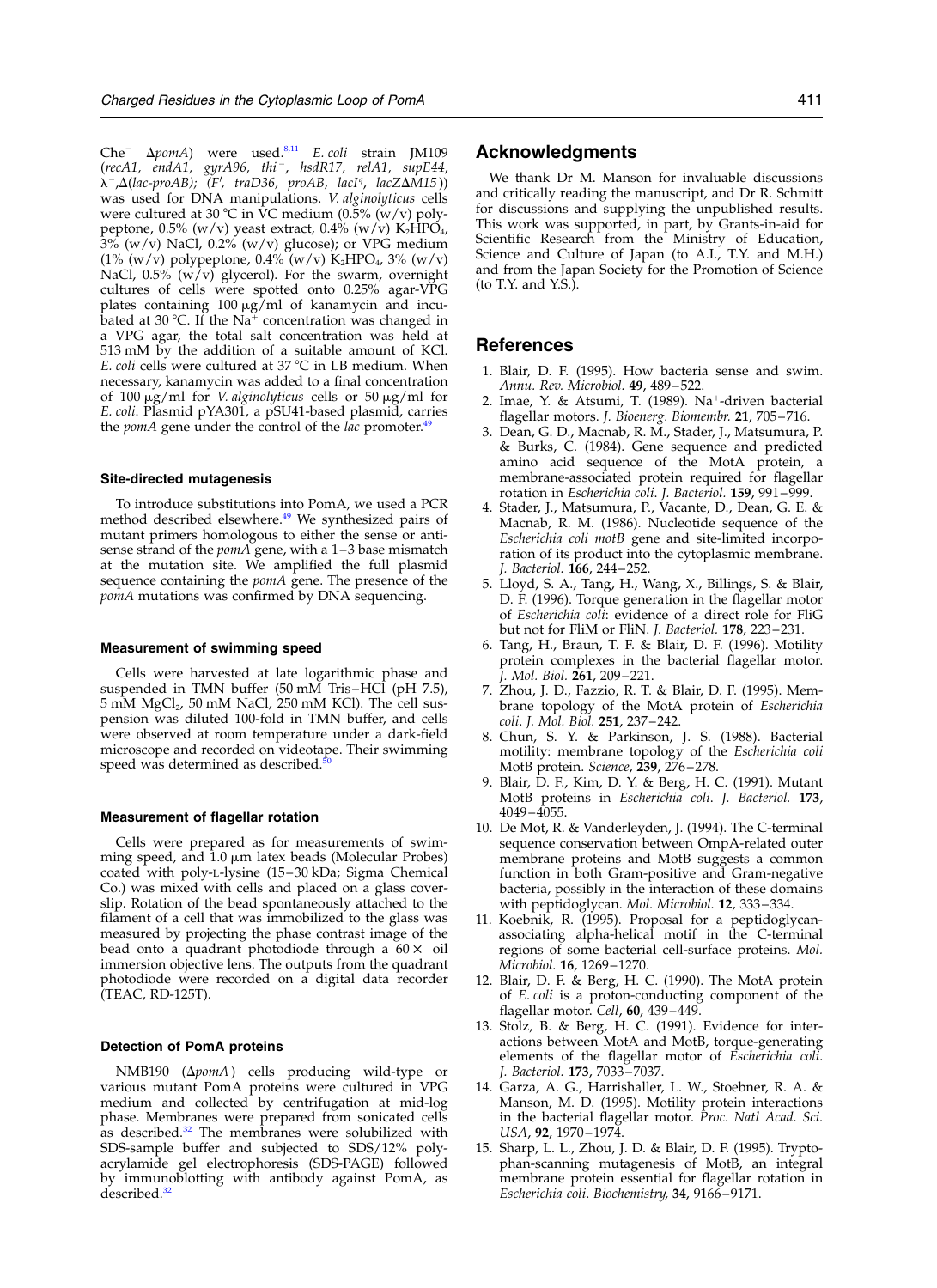Che⁻ Δ*pomA*) were used.[8,11] *E. coli* strain JM109 (*recA1, endA1, gyrA96, thi⁻, hsdR17, relA1, supE44, λ⁻,Δ(lac-proAB); (F′, traD36, proAB, lacI^q, lacZΔM15)*) was used for DNA manipulations. *V. alginolyticus* cells were cultured at 30 °C in VC medium (0.5% (w/v) polypeptone, 0.5% (w/v) yeast extract, 0.4% (w/v) $K_2HPO_4$, 3% (w/v) NaCl, 0.2% (w/v) glucose); or VPG medium (1% (w/v) polypeptone, 0.4% (w/v) $K_2HPO_4$, 3% (w/v) NaCl, 0.5% (w/v) glycerol). For the swarm, overnight cultures of cells were spotted onto 0.25% agar-VPG plates containing 100 μg/ml of kanamycin and incubated at 30 °C. If the $Na^+$ concentration was changed in a VPG agar, the total salt concentration was held at 513 mM by the addition of a suitable amount of KCl. *E. coli* cells were cultured at 37 °C in LB medium. When necessary, kanamycin was added to a final concentration of 100 μg/ml for *V. alginolyticus* cells or 50 μg/ml for *E. coli*. Plasmid pYA301, a pSU41-based plasmid, carries the *pomA* gene under the control of the *lac* promoter.[49]

### Site-directed mutagenesis

To introduce substitutions into PomA, we used a PCR method described elsewhere.[49] We synthesized pairs of mutant primers homologous to either the sense or antisense strand of the *pomA* gene, with a 1–3 base mismatch at the mutation site. We amplified the full plasmid sequence containing the *pomA* gene. The presence of the *pomA* mutations was confirmed by DNA sequencing.

### Measurement of swimming speed

Cells were harvested at late logarithmic phase and suspended in TMN buffer (50 mM Tris–HCl (pH 7.5), 5 mM $MgCl_2$, 50 mM NaCl, 250 mM KCl). The cell suspension was diluted 100-fold in TMN buffer, and cells were observed at room temperature under a dark-field microscope and recorded on videotape. Their swimming speed was determined as described.[50]

### Measurement of flagellar rotation

Cells were prepared as for measurements of swimming speed, and 1.0 μm latex beads (Molecular Probes) coated with poly-L-lysine (15–30 kDa; Sigma Chemical Co.) was mixed with cells and placed on a glass coverslip. Rotation of the bead spontaneously attached to the filament of a cell that was immobilized to the glass was measured by projecting the phase contrast image of the bead onto a quadrant photodiode through a 60 × oil immersion objective lens. The outputs from the quadrant photodiode were recorded on a digital data recorder (TEAC, RD-125T).

### Detection of PomA proteins

NMB190 (Δ*pomA*) cells producing wild-type or various mutant PomA proteins were cultured in VPG medium and collected by centrifugation at mid-log phase. Membranes were prepared from sonicated cells as described.[32] The membranes were solubilized with SDS-sample buffer and subjected to SDS/12% polyacrylamide gel electrophoresis (SDS-PAGE) followed by immunoblotting with antibody against PomA, as described.[32]

## Acknowledgments

We thank Dr M. Manson for invaluable discussions and critically reading the manuscript, and Dr R. Schmitt for discussions and supplying the unpublished results. This work was supported, in part, by Grants-in-aid for Scientific Research from the Ministry of Education, Science and Culture of Japan (to A.I., T.Y. and M.H.) and from the Japan Society for the Promotion of Science (to T.Y. and Y.S.).

## References

1. Blair, D. F. (1995). How bacteria sense and swim. *Annu. Rev. Microbiol.* **49**, 489–522.
2. Imae, Y. & Atsumi, T. (1989). $Na^+$-driven bacterial flagellar motors. *J. Bioenerg. Biomembr.* **21**, 705–716.
3. Dean, G. D., Macnab, R. M., Stader, J., Matsumura, P. & Burks, C. (1984). Gene sequence and predicted amino acid sequence of the MotA protein, a membrane-associated protein required for flagellar rotation in *Escherichia coli*. *J. Bacteriol.* **159**, 991–999.
4. Stader, J., Matsumura, P., Vacante, D., Dean, G. E. & Macnab, R. M. (1986). Nucleotide sequence of the *Escherichia coli motB* gene and site-limited incorporation of its product into the cytoplasmic membrane. *J. Bacteriol.* **166**, 244–252.
5. Lloyd, S. A., Tang, H., Wang, X., Billings, S. & Blair, D. F. (1996). Torque generation in the flagellar motor of *Escherichia coli*: evidence of a direct role for FliG but not for FliM or FliN. *J. Bacteriol.* **178**, 223–231.
6. Tang, H., Braun, T. F. & Blair, D. F. (1996). Motility protein complexes in the bacterial flagellar motor. *J. Mol. Biol.* **261**, 209–221.
7. Zhou, J. D., Fazzio, R. T. & Blair, D. F. (1995). Membrane topology of the MotA protein of *Escherichia coli*. *J. Mol. Biol.* **251**, 237–242.
8. Chun, S. Y. & Parkinson, J. S. (1988). Bacterial motility: membrane topology of the *Escherichia coli* MotB protein. *Science*, **239**, 276–278.
9. Blair, D. F., Kim, D. Y. & Berg, H. C. (1991). Mutant MotB proteins in *Escherichia coli*. *J. Bacteriol.* **173**, 4049–4055.
10. De Mot, R. & Vanderleyden, J. (1994). The C-terminal sequence conservation between OmpA-related outer membrane proteins and MotB suggests a common function in both Gram-positive and Gram-negative bacteria, possibly in the interaction of these domains with peptidoglycan. *Mol. Microbiol.* **12**, 333–334.
11. Koebnik, R. (1995). Proposal for a peptidoglycan-associating alpha-helical motif in the C-terminal regions of some bacterial cell-surface proteins. *Mol. Microbiol.* **16**, 1269–1270.
12. Blair, D. F. & Berg, H. C. (1990). The MotA protein of *E. coli* is a proton-conducting component of the flagellar motor. *Cell*, **60**, 439–449.
13. Stolz, B. & Berg, H. C. (1991). Evidence for interactions between MotA and MotB, torque-generating elements of the flagellar motor of *Escherichia coli*. *J. Bacteriol.* **173**, 7033–7037.
14. Garza, A. G., Harrishaller, L. W., Stoebner, R. A. & Manson, M. D. (1995). Motility protein interactions in the bacterial flagellar motor. *Proc. Natl Acad. Sci. USA*, **92**, 1970–1974.
15. Sharp, L. L., Zhou, J. D. & Blair, D. F. (1995). Tryptophan-scanning mutagenesis of MotB, an integral membrane protein essential for flagellar rotation in *Escherichia coli*. *Biochemistry*, **34**, 9166–9171.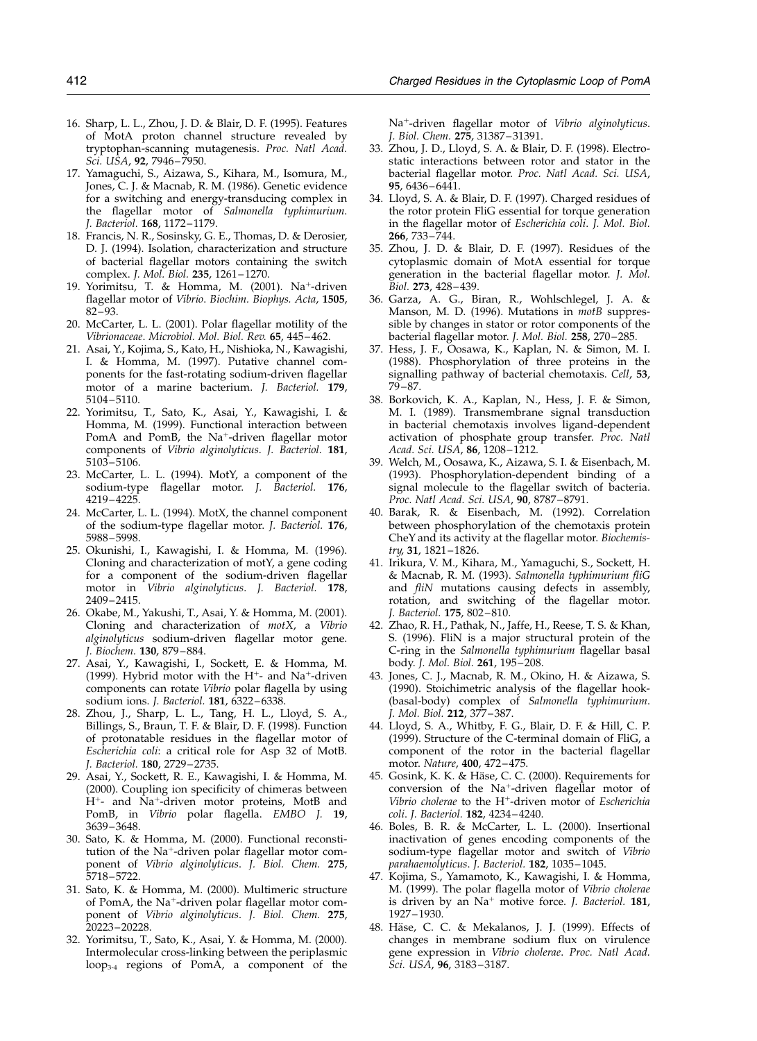16. Sharp, L. L., Zhou, J. D. & Blair, D. F. (1995). Features of MotA proton channel structure revealed by tryptophan-scanning mutagenesis. *Proc. Natl Acad. Sci. USA*, **92**, 7946–7950.
17. Yamaguchi, S., Aizawa, S., Kihara, M., Isomura, M., Jones, C. J. & Macnab, R. M. (1986). Genetic evidence for a switching and energy-transducing complex in the flagellar motor of *Salmonella typhimurium*. *J. Bacteriol.* **168**, 1172–1179.
18. Francis, N. R., Sosinsky, G. E., Thomas, D. & Derosier, D. J. (1994). Isolation, characterization and structure of bacterial flagellar motors containing the switch complex. *J. Mol. Biol.* **235**, 1261–1270.
19. Yorimitsu, T. & Homma, M. (2001). $Na^+$-driven flagellar motor of *Vibrio*. *Biochim. Biophys. Acta*, **1505**, 82–93.
20. McCarter, L. L. (2001). Polar flagellar motility of the *Vibrionaceae*. *Microbiol. Mol. Biol. Rev.* **65**, 445–462.
21. Asai, Y., Kojima, S., Kato, H., Nishioka, N., Kawagishi, I. & Homma, M. (1997). Putative channel components for the fast-rotating sodium-driven flagellar motor of a marine bacterium. *J. Bacteriol.* **179**, 5104–5110.
22. Yorimitsu, T., Sato, K., Asai, Y., Kawagishi, I. & Homma, M. (1999). Functional interaction between PomA and PomB, the $Na^+$-driven flagellar motor components of *Vibrio alginolyticus*. *J. Bacteriol.* **181**, 5103–5106.
23. McCarter, L. L. (1994). MotY, a component of the sodium-type flagellar motor. *J. Bacteriol.* **176**, 4219–4225.
24. McCarter, L. L. (1994). MotX, the channel component of the sodium-type flagellar motor. *J. Bacteriol.* **176**, 5988–5998.
25. Okunishi, I., Kawagishi, I. & Homma, M. (1996). Cloning and characterization of motY, a gene coding for a component of the sodium-driven flagellar motor in *Vibrio alginolyticus*. *J. Bacteriol.* **178**, 2409–2415.
26. Okabe, M., Yakushi, T., Asai, Y. & Homma, M. (2001). Cloning and characterization of *motX*, a *Vibrio alginolyticus* sodium-driven flagellar motor gene. *J. Biochem.* **130**, 879–884.
27. Asai, Y., Kawagishi, I., Sockett, E. & Homma, M. (1999). Hybrid motor with the $H^+$- and $Na^+$-driven components can rotate *Vibrio* polar flagella by using sodium ions. *J. Bacteriol.* **181**, 6322–6338.
28. Zhou, J., Sharp, L. L., Tang, H. L., Lloyd, S. A., Billings, S., Braun, T. F. & Blair, D. F. (1998). Function of protonatable residues in the flagellar motor of *Escherichia coli*: a critical role for Asp 32 of MotB. *J. Bacteriol.* **180**, 2729–2735.
29. Asai, Y., Sockett, R. E., Kawagishi, I. & Homma, M. (2000). Coupling ion specificity of chimeras between $H^+$- and $Na^+$-driven motor proteins, MotB and PomB, in *Vibrio* polar flagella. *EMBO J.* **19**, 3639–3648.
30. Sato, K. & Homma, M. (2000). Functional reconstitution of the $Na^+$-driven polar flagellar motor component of *Vibrio alginolyticus*. *J. Biol. Chem.* **275**, 5718–5722.
31. Sato, K. & Homma, M. (2000). Multimeric structure of PomA, the $Na^+$-driven polar flagellar motor component of *Vibrio alginolyticus*. *J. Biol. Chem.* **275**, 20223–20228.
32. Yorimitsu, T., Sato, K., Asai, Y. & Homma, M. (2000). Intermolecular cross-linking between the periplasmic $loop_{3-4}$ regions of PomA, a component of the $Na^+$-driven flagellar motor of *Vibrio alginolyticus*. *J. Biol. Chem.* **275**, 31387–31391.
33. Zhou, J. D., Lloyd, S. A. & Blair, D. F. (1998). Electrostatic interactions between rotor and stator in the bacterial flagellar motor. *Proc. Natl Acad. Sci. USA*, **95**, 6436–6441.
34. Lloyd, S. A. & Blair, D. F. (1997). Charged residues of the rotor protein FliG essential for torque generation in the flagellar motor of *Escherichia coli*. *J. Mol. Biol.* **266**, 733–744.
35. Zhou, J. D. & Blair, D. F. (1997). Residues of the cytoplasmic domain of MotA essential for torque generation in the bacterial flagellar motor. *J. Mol. Biol.* **273**, 428–439.
36. Garza, A. G., Biran, R., Wohlschlegel, J. A. & Manson, M. D. (1996). Mutations in *motB* suppressible by changes in stator or rotor components of the bacterial flagellar motor. *J. Mol. Biol.* **258**, 270–285.
37. Hess, J. F., Oosawa, K., Kaplan, N. & Simon, M. I. (1988). Phosphorylation of three proteins in the signalling pathway of bacterial chemotaxis. *Cell*, **53**, 79–87.
38. Borkovich, K. A., Kaplan, N., Hess, J. F. & Simon, M. I. (1989). Transmembrane signal transduction in bacterial chemotaxis involves ligand-dependent activation of phosphate group transfer. *Proc. Natl Acad. Sci. USA*, **86**, 1208–1212.
39. Welch, M., Oosawa, K., Aizawa, S. I. & Eisenbach, M. (1993). Phosphorylation-dependent binding of a signal molecule to the flagellar switch of bacteria. *Proc. Natl Acad. Sci. USA*, **90**, 8787–8791.
40. Barak, R. & Eisenbach, M. (1992). Correlation between phosphorylation of the chemotaxis protein CheY and its activity at the flagellar motor. *Biochemistry*, **31**, 1821–1826.
41. Irikura, V. M., Kihara, M., Yamaguchi, S., Sockett, H. & Macnab, R. M. (1993). *Salmonella typhimurium fliG* and *fliN* mutations causing defects in assembly, rotation, and switching of the flagellar motor. *J. Bacteriol.* **175**, 802–810.
42. Zhao, R. H., Pathak, N., Jaffe, H., Reese, T. S. & Khan, S. (1996). FliN is a major structural protein of the C-ring in the *Salmonella typhimurium* flagellar basal body. *J. Mol. Biol.* **261**, 195–208.
43. Jones, C. J., Macnab, R. M., Okino, H. & Aizawa, S. (1990). Stoichimetric analysis of the flagellar hook-(basal-body) complex of *Salmonella typhimurium*. *J. Mol. Biol.* **212**, 377–387.
44. Lloyd, S. A., Whitby, F. G., Blair, D. F. & Hill, C. P. (1999). Structure of the C-terminal domain of FliG, a component of the rotor in the bacterial flagellar motor. *Nature*, **400**, 472–475.
45. Gosink, K. K. & Häse, C. C. (2000). Requirements for conversion of the $Na^+$-driven flagellar motor of *Vibrio cholerae* to the $H^+$-driven motor of *Escherichia coli*. *J. Bacteriol.* **182**, 4234–4240.
46. Boles, B. R. & McCarter, L. L. (2000). Insertional inactivation of genes encoding components of the sodium-type flagellar motor and switch of *Vibrio parahaemolyticus*. *J. Bacteriol.* **182**, 1035–1045.
47. Kojima, S., Yamamoto, K., Kawagishi, I. & Homma, M. (1999). The polar flagella motor of *Vibrio cholerae* is driven by an $Na^+$ motive force. *J. Bacteriol.* **181**, 1927–1930.
48. Häse, C. C. & Mekalanos, J. J. (1999). Effects of changes in membrane sodium flux on virulence gene expression in *Vibrio cholerae*. *Proc. Natl Acad. Sci. USA*, **96**, 3183–3187.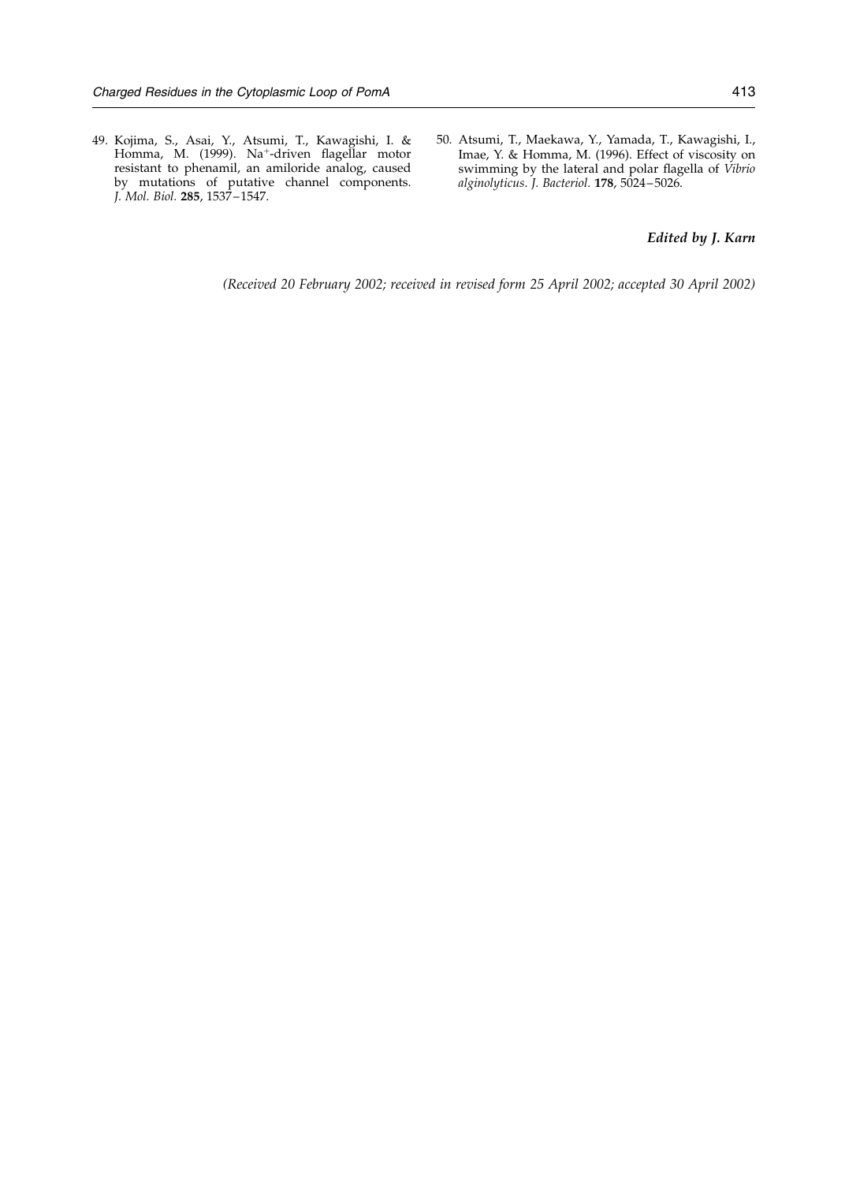49. Kojima, S., Asai, Y., Atsumi, T., Kawagishi, I. & Homma, M. (1999). $Na^+$-driven flagellar motor resistant to phenamil, an amiloride analog, caused by mutations of putative channel components. *J. Mol. Biol.* **285**, 1537–1547.

50. Atsumi, T., Maekawa, Y., Yamada, T., Kawagishi, I., Imae, Y. & Homma, M. (1996). Effect of viscosity on swimming by the lateral and polar flagella of *Vibrio alginolyticus*. *J. Bacteriol.* **178**, 5024–5026.

***Edited by J. Karn***

*(Received 20 February 2002; received in revised form 25 April 2002; accepted 30 April 2002)*